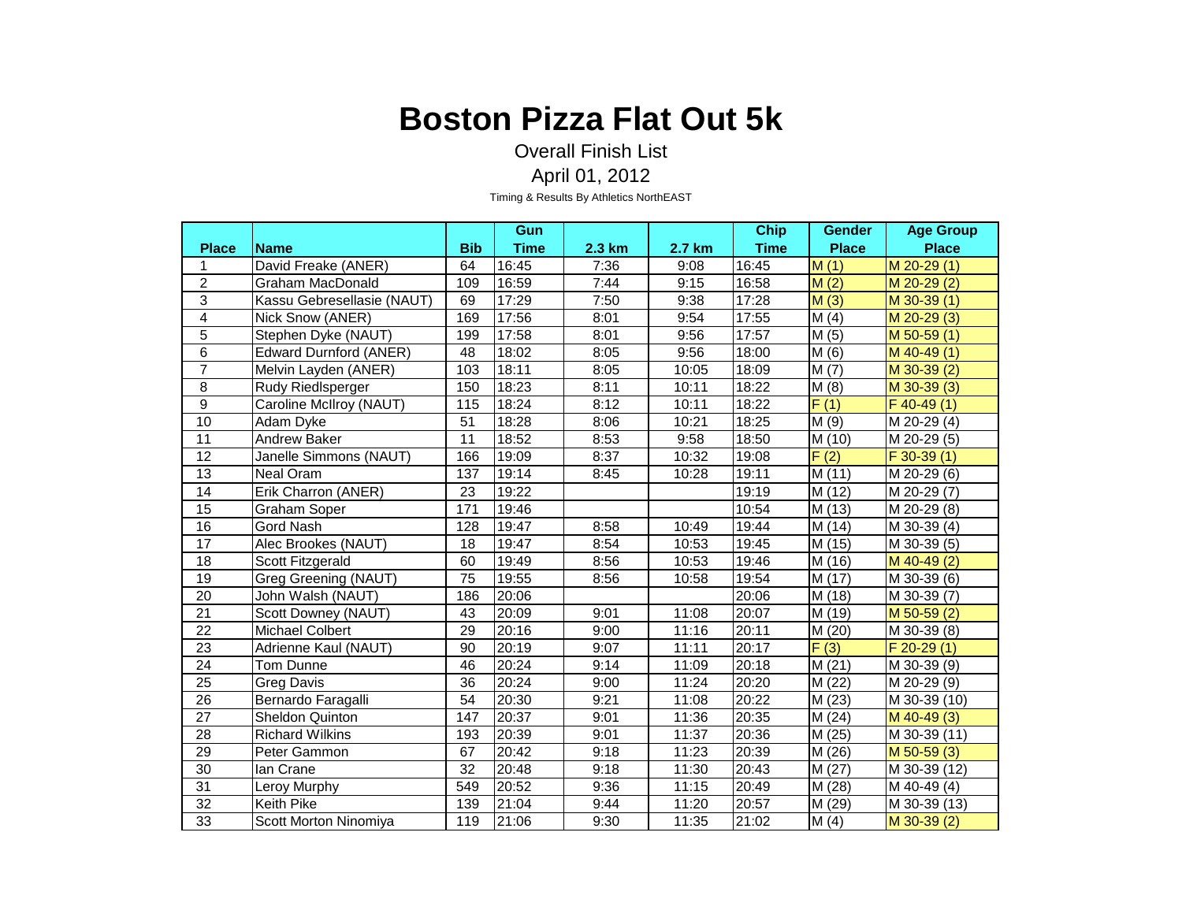# Boston Pizza Flat Out 5k

Overall Finish List

April 01, 2012

Timing & Results By Athletics NorthEAST

| Place | Name | Bib | Gun Time | 2.3 km | 2.7 km | Chip Time | Gender Place | Age Group Place |
|---|---|---|---|---|---|---|---|---|
| 1 | David Freake (ANER) | 64 | 16:45 | 7:36 | 9:08 | 16:45 | M (1) | M 20-29 (1) |
| 2 | Graham MacDonald | 109 | 16:59 | 7:44 | 9:15 | 16:58 | M (2) | M 20-29 (2) |
| 3 | Kassu Gebresellasie (NAUT) | 69 | 17:29 | 7:50 | 9:38 | 17:28 | M (3) | M 30-39 (1) |
| 4 | Nick Snow (ANER) | 169 | 17:56 | 8:01 | 9:54 | 17:55 | M (4) | M 20-29 (3) |
| 5 | Stephen Dyke (NAUT) | 199 | 17:58 | 8:01 | 9:56 | 17:57 | M (5) | M 50-59 (1) |
| 6 | Edward Durnford (ANER) | 48 | 18:02 | 8:05 | 9:56 | 18:00 | M (6) | M 40-49 (1) |
| 7 | Melvin Layden (ANER) | 103 | 18:11 | 8:05 | 10:05 | 18:09 | M (7) | M 30-39 (2) |
| 8 | Rudy Riedlsperger | 150 | 18:23 | 8:11 | 10:11 | 18:22 | M (8) | M 30-39 (3) |
| 9 | Caroline McIlroy (NAUT) | 115 | 18:24 | 8:12 | 10:11 | 18:22 | F (1) | F 40-49 (1) |
| 10 | Adam Dyke | 51 | 18:28 | 8:06 | 10:21 | 18:25 | M (9) | M 20-29 (4) |
| 11 | Andrew Baker | 11 | 18:52 | 8:53 | 9:58 | 18:50 | M (10) | M 20-29 (5) |
| 12 | Janelle Simmons (NAUT) | 166 | 19:09 | 8:37 | 10:32 | 19:08 | F (2) | F 30-39 (1) |
| 13 | Neal Oram | 137 | 19:14 | 8:45 | 10:28 | 19:11 | M (11) | M 20-29 (6) |
| 14 | Erik Charron (ANER) | 23 | 19:22 | | | 19:19 | M (12) | M 20-29 (7) |
| 15 | Graham Soper | 171 | 19:46 | | | 10:54 | M (13) | M 20-29 (8) |
| 16 | Gord Nash | 128 | 19:47 | 8:58 | 10:49 | 19:44 | M (14) | M 30-39 (4) |
| 17 | Alec Brookes (NAUT) | 18 | 19:47 | 8:54 | 10:53 | 19:45 | M (15) | M 30-39 (5) |
| 18 | Scott Fitzgerald | 60 | 19:49 | 8:56 | 10:53 | 19:46 | M (16) | M 40-49 (2) |
| 19 | Greg Greening (NAUT) | 75 | 19:55 | 8:56 | 10:58 | 19:54 | M (17) | M 30-39 (6) |
| 20 | John Walsh (NAUT) | 186 | 20:06 | | | 20:06 | M (18) | M 30-39 (7) |
| 21 | Scott Downey (NAUT) | 43 | 20:09 | 9:01 | 11:08 | 20:07 | M (19) | M 50-59 (2) |
| 22 | Michael Colbert | 29 | 20:16 | 9:00 | 11:16 | 20:11 | M (20) | M 30-39 (8) |
| 23 | Adrienne Kaul (NAUT) | 90 | 20:19 | 9:07 | 11:11 | 20:17 | F (3) | F 20-29 (1) |
| 24 | Tom Dunne | 46 | 20:24 | 9:14 | 11:09 | 20:18 | M (21) | M 30-39 (9) |
| 25 | Greg Davis | 36 | 20:24 | 9:00 | 11:24 | 20:20 | M (22) | M 20-29 (9) |
| 26 | Bernardo Faragalli | 54 | 20:30 | 9:21 | 11:08 | 20:22 | M (23) | M 30-39 (10) |
| 27 | Sheldon Quinton | 147 | 20:37 | 9:01 | 11:36 | 20:35 | M (24) | M 40-49 (3) |
| 28 | Richard Wilkins | 193 | 20:39 | 9:01 | 11:37 | 20:36 | M (25) | M 30-39 (11) |
| 29 | Peter Gammon | 67 | 20:42 | 9:18 | 11:23 | 20:39 | M (26) | M 50-59 (3) |
| 30 | Ian Crane | 32 | 20:48 | 9:18 | 11:30 | 20:43 | M (27) | M 30-39 (12) |
| 31 | Leroy Murphy | 549 | 20:52 | 9:36 | 11:15 | 20:49 | M (28) | M 40-49 (4) |
| 32 | Keith Pike | 139 | 21:04 | 9:44 | 11:20 | 20:57 | M (29) | M 30-39 (13) |
| 33 | Scott Morton Ninomiya | 119 | 21:06 | 9:30 | 11:35 | 21:02 | M (4) | M 30-39 (2) |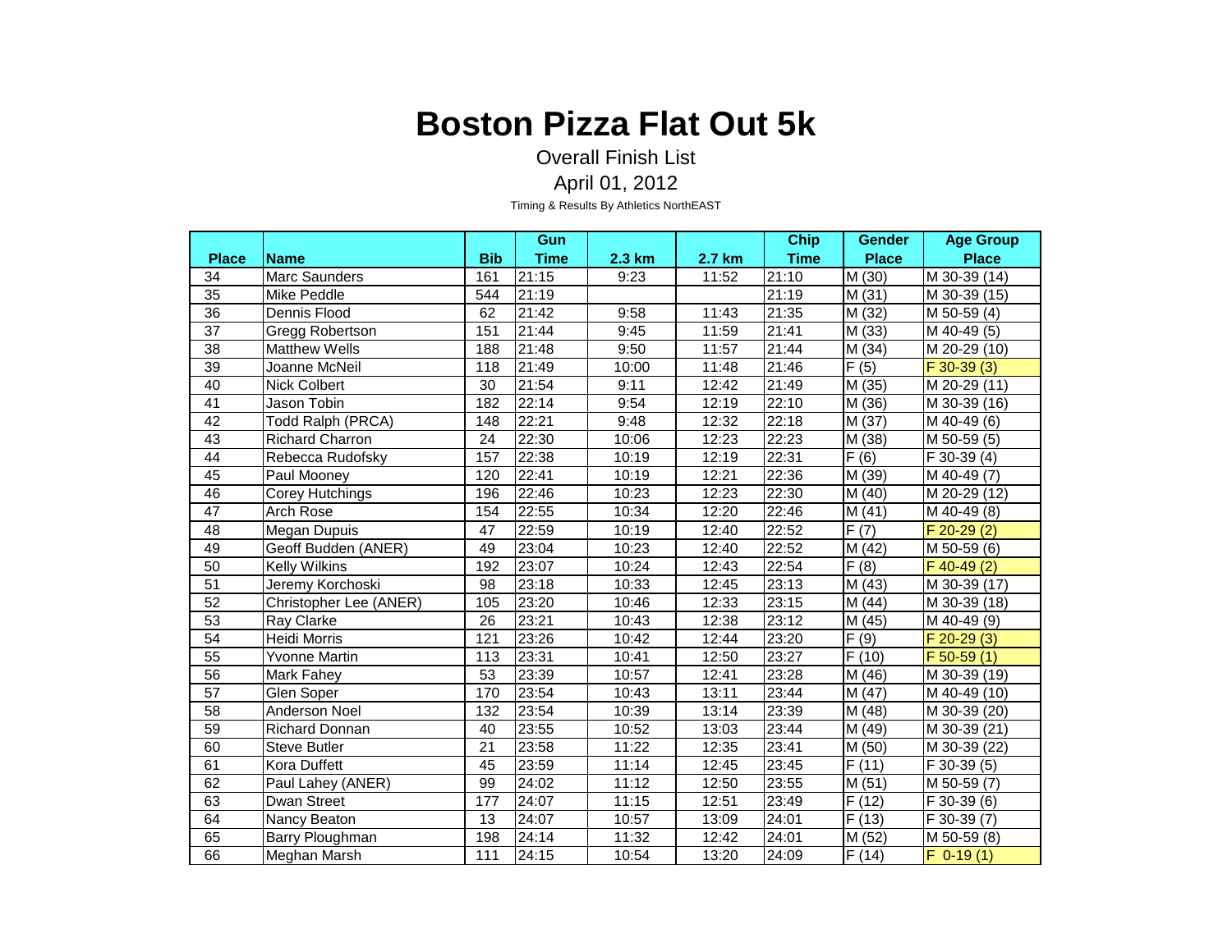# Boston Pizza Flat Out 5k

Overall Finish List

April 01, 2012

Timing & Results By Athletics NorthEAST

| Place | Name | Bib | Gun Time | 2.3 km | 2.7 km | Chip Time | Gender Place | Age Group Place |
|---|---|---|---|---|---|---|---|---|
| 34 | Marc Saunders | 161 | 21:15 | 9:23 | 11:52 | 21:10 | M (30) | M 30-39 (14) |
| 35 | Mike Peddle | 544 | 21:19 | | | 21:19 | M (31) | M 30-39 (15) |
| 36 | Dennis Flood | 62 | 21:42 | 9:58 | 11:43 | 21:35 | M (32) | M 50-59 (4) |
| 37 | Gregg Robertson | 151 | 21:44 | 9:45 | 11:59 | 21:41 | M (33) | M 40-49 (5) |
| 38 | Matthew Wells | 188 | 21:48 | 9:50 | 11:57 | 21:44 | M (34) | M 20-29 (10) |
| 39 | Joanne McNeil | 118 | 21:49 | 10:00 | 11:48 | 21:46 | F (5) | F 30-39 (3) |
| 40 | Nick Colbert | 30 | 21:54 | 9:11 | 12:42 | 21:49 | M (35) | M 20-29 (11) |
| 41 | Jason Tobin | 182 | 22:14 | 9:54 | 12:19 | 22:10 | M (36) | M 30-39 (16) |
| 42 | Todd Ralph (PRCA) | 148 | 22:21 | 9:48 | 12:32 | 22:18 | M (37) | M 40-49 (6) |
| 43 | Richard Charron | 24 | 22:30 | 10:06 | 12:23 | 22:23 | M (38) | M 50-59 (5) |
| 44 | Rebecca Rudofsky | 157 | 22:38 | 10:19 | 12:19 | 22:31 | F (6) | F 30-39 (4) |
| 45 | Paul Mooney | 120 | 22:41 | 10:19 | 12:21 | 22:36 | M (39) | M 40-49 (7) |
| 46 | Corey Hutchings | 196 | 22:46 | 10:23 | 12:23 | 22:30 | M (40) | M 20-29 (12) |
| 47 | Arch Rose | 154 | 22:55 | 10:34 | 12:20 | 22:46 | M (41) | M 40-49 (8) |
| 48 | Megan Dupuis | 47 | 22:59 | 10:19 | 12:40 | 22:52 | F (7) | F 20-29 (2) |
| 49 | Geoff Budden (ANER) | 49 | 23:04 | 10:23 | 12:40 | 22:52 | M (42) | M 50-59 (6) |
| 50 | Kelly Wilkins | 192 | 23:07 | 10:24 | 12:43 | 22:54 | F (8) | F 40-49 (2) |
| 51 | Jeremy Korchoski | 98 | 23:18 | 10:33 | 12:45 | 23:13 | M (43) | M 30-39 (17) |
| 52 | Christopher Lee (ANER) | 105 | 23:20 | 10:46 | 12:33 | 23:15 | M (44) | M 30-39 (18) |
| 53 | Ray Clarke | 26 | 23:21 | 10:43 | 12:38 | 23:12 | M (45) | M 40-49 (9) |
| 54 | Heidi Morris | 121 | 23:26 | 10:42 | 12:44 | 23:20 | F (9) | F 20-29 (3) |
| 55 | Yvonne Martin | 113 | 23:31 | 10:41 | 12:50 | 23:27 | F (10) | F 50-59 (1) |
| 56 | Mark Fahey | 53 | 23:39 | 10:57 | 12:41 | 23:28 | M (46) | M 30-39 (19) |
| 57 | Glen Soper | 170 | 23:54 | 10:43 | 13:11 | 23:44 | M (47) | M 40-49 (10) |
| 58 | Anderson Noel | 132 | 23:54 | 10:39 | 13:14 | 23:39 | M (48) | M 30-39 (20) |
| 59 | Richard Donnan | 40 | 23:55 | 10:52 | 13:03 | 23:44 | M (49) | M 30-39 (21) |
| 60 | Steve Butler | 21 | 23:58 | 11:22 | 12:35 | 23:41 | M (50) | M 30-39 (22) |
| 61 | Kora Duffett | 45 | 23:59 | 11:14 | 12:45 | 23:45 | F (11) | F 30-39 (5) |
| 62 | Paul Lahey (ANER) | 99 | 24:02 | 11:12 | 12:50 | 23:55 | M (51) | M 50-59 (7) |
| 63 | Dwan Street | 177 | 24:07 | 11:15 | 12:51 | 23:49 | F (12) | F 30-39 (6) |
| 64 | Nancy Beaton | 13 | 24:07 | 10:57 | 13:09 | 24:01 | F (13) | F 30-39 (7) |
| 65 | Barry Ploughman | 198 | 24:14 | 11:32 | 12:42 | 24:01 | M (52) | M 50-59 (8) |
| 66 | Meghan Marsh | 111 | 24:15 | 10:54 | 13:20 | 24:09 | F (14) | F 0-19 (1) |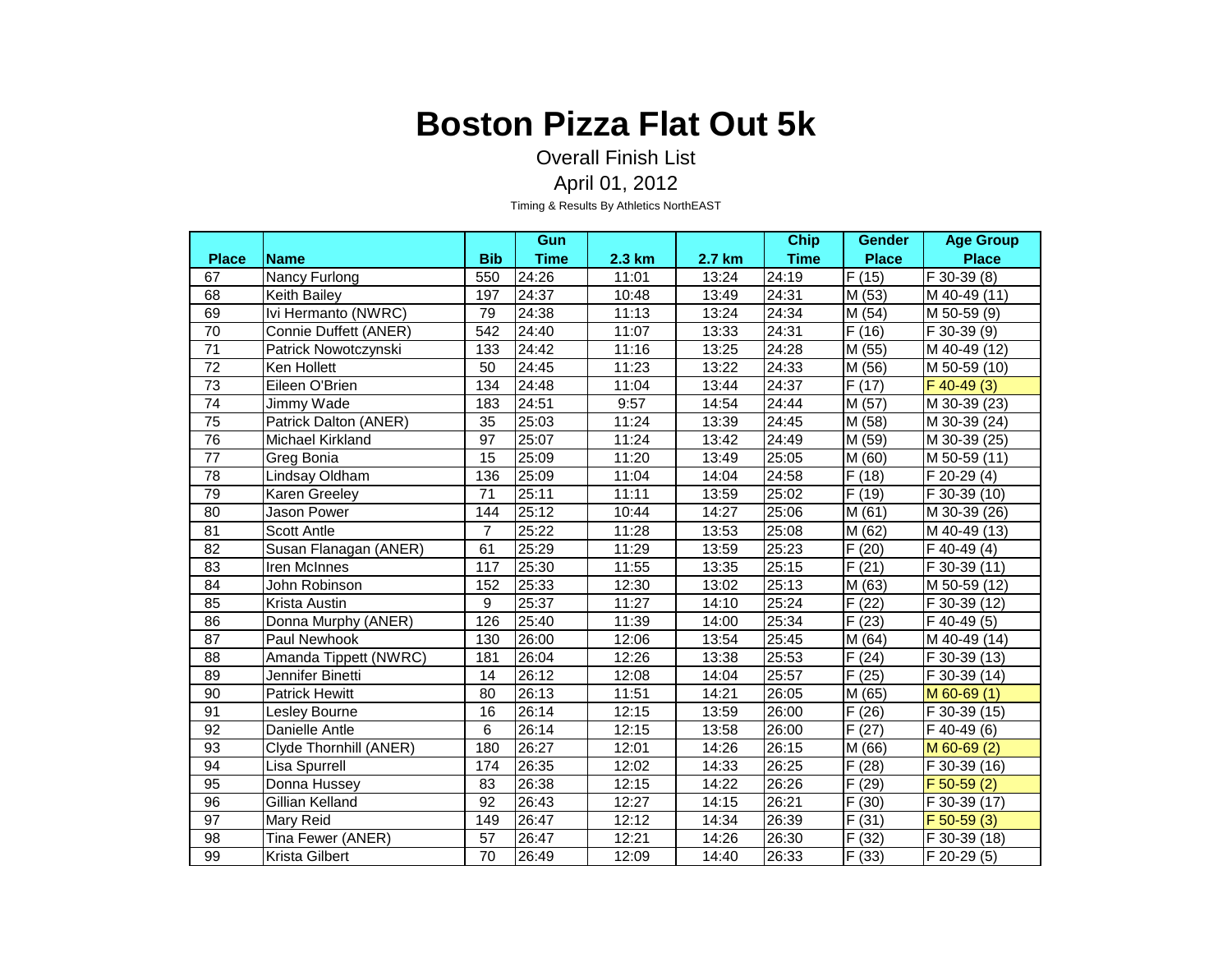# Boston Pizza Flat Out 5k

Overall Finish List

April 01, 2012

Timing & Results By Athletics NorthEAST

| Place | Name | Bib | Gun Time | 2.3 km | 2.7 km | Chip Time | Gender Place | Age Group Place |
|---|---|---|---|---|---|---|---|---|
| 67 | Nancy Furlong | 550 | 24:26 | 11:01 | 13:24 | 24:19 | F (15) | F 30-39 (8) |
| 68 | Keith Bailey | 197 | 24:37 | 10:48 | 13:49 | 24:31 | M (53) | M 40-49 (11) |
| 69 | Ivi Hermanto (NWRC) | 79 | 24:38 | 11:13 | 13:24 | 24:34 | M (54) | M 50-59 (9) |
| 70 | Connie Duffett (ANER) | 542 | 24:40 | 11:07 | 13:33 | 24:31 | F (16) | F 30-39 (9) |
| 71 | Patrick Nowotczynski | 133 | 24:42 | 11:16 | 13:25 | 24:28 | M (55) | M 40-49 (12) |
| 72 | Ken Hollett | 50 | 24:45 | 11:23 | 13:22 | 24:33 | M (56) | M 50-59 (10) |
| 73 | Eileen O'Brien | 134 | 24:48 | 11:04 | 13:44 | 24:37 | F (17) | F 40-49 (3) |
| 74 | Jimmy Wade | 183 | 24:51 | 9:57 | 14:54 | 24:44 | M (57) | M 30-39 (23) |
| 75 | Patrick Dalton (ANER) | 35 | 25:03 | 11:24 | 13:39 | 24:45 | M (58) | M 30-39 (24) |
| 76 | Michael Kirkland | 97 | 25:07 | 11:24 | 13:42 | 24:49 | M (59) | M 30-39 (25) |
| 77 | Greg Bonia | 15 | 25:09 | 11:20 | 13:49 | 25:05 | M (60) | M 50-59 (11) |
| 78 | Lindsay Oldham | 136 | 25:09 | 11:04 | 14:04 | 24:58 | F (18) | F 20-29 (4) |
| 79 | Karen Greeley | 71 | 25:11 | 11:11 | 13:59 | 25:02 | F (19) | F 30-39 (10) |
| 80 | Jason Power | 144 | 25:12 | 10:44 | 14:27 | 25:06 | M (61) | M 30-39 (26) |
| 81 | Scott Antle | 7 | 25:22 | 11:28 | 13:53 | 25:08 | M (62) | M 40-49 (13) |
| 82 | Susan Flanagan (ANER) | 61 | 25:29 | 11:29 | 13:59 | 25:23 | F (20) | F 40-49 (4) |
| 83 | Iren McInnes | 117 | 25:30 | 11:55 | 13:35 | 25:15 | F (21) | F 30-39 (11) |
| 84 | John Robinson | 152 | 25:33 | 12:30 | 13:02 | 25:13 | M (63) | M 50-59 (12) |
| 85 | Krista Austin | 9 | 25:37 | 11:27 | 14:10 | 25:24 | F (22) | F 30-39 (12) |
| 86 | Donna Murphy (ANER) | 126 | 25:40 | 11:39 | 14:00 | 25:34 | F (23) | F 40-49 (5) |
| 87 | Paul Newhook | 130 | 26:00 | 12:06 | 13:54 | 25:45 | M (64) | M 40-49 (14) |
| 88 | Amanda Tippett (NWRC) | 181 | 26:04 | 12:26 | 13:38 | 25:53 | F (24) | F 30-39 (13) |
| 89 | Jennifer Binetti | 14 | 26:12 | 12:08 | 14:04 | 25:57 | F (25) | F 30-39 (14) |
| 90 | Patrick Hewitt | 80 | 26:13 | 11:51 | 14:21 | 26:05 | M (65) | M 60-69 (1) |
| 91 | Lesley Bourne | 16 | 26:14 | 12:15 | 13:59 | 26:00 | F (26) | F 30-39 (15) |
| 92 | Danielle Antle | 6 | 26:14 | 12:15 | 13:58 | 26:00 | F (27) | F 40-49 (6) |
| 93 | Clyde Thornhill (ANER) | 180 | 26:27 | 12:01 | 14:26 | 26:15 | M (66) | M 60-69 (2) |
| 94 | Lisa Spurrell | 174 | 26:35 | 12:02 | 14:33 | 26:25 | F (28) | F 30-39 (16) |
| 95 | Donna Hussey | 83 | 26:38 | 12:15 | 14:22 | 26:26 | F (29) | F 50-59 (2) |
| 96 | Gillian Kelland | 92 | 26:43 | 12:27 | 14:15 | 26:21 | F (30) | F 30-39 (17) |
| 97 | Mary Reid | 149 | 26:47 | 12:12 | 14:34 | 26:39 | F (31) | F 50-59 (3) |
| 98 | Tina Fewer (ANER) | 57 | 26:47 | 12:21 | 14:26 | 26:30 | F (32) | F 30-39 (18) |
| 99 | Krista Gilbert | 70 | 26:49 | 12:09 | 14:40 | 26:33 | F (33) | F 20-29 (5) |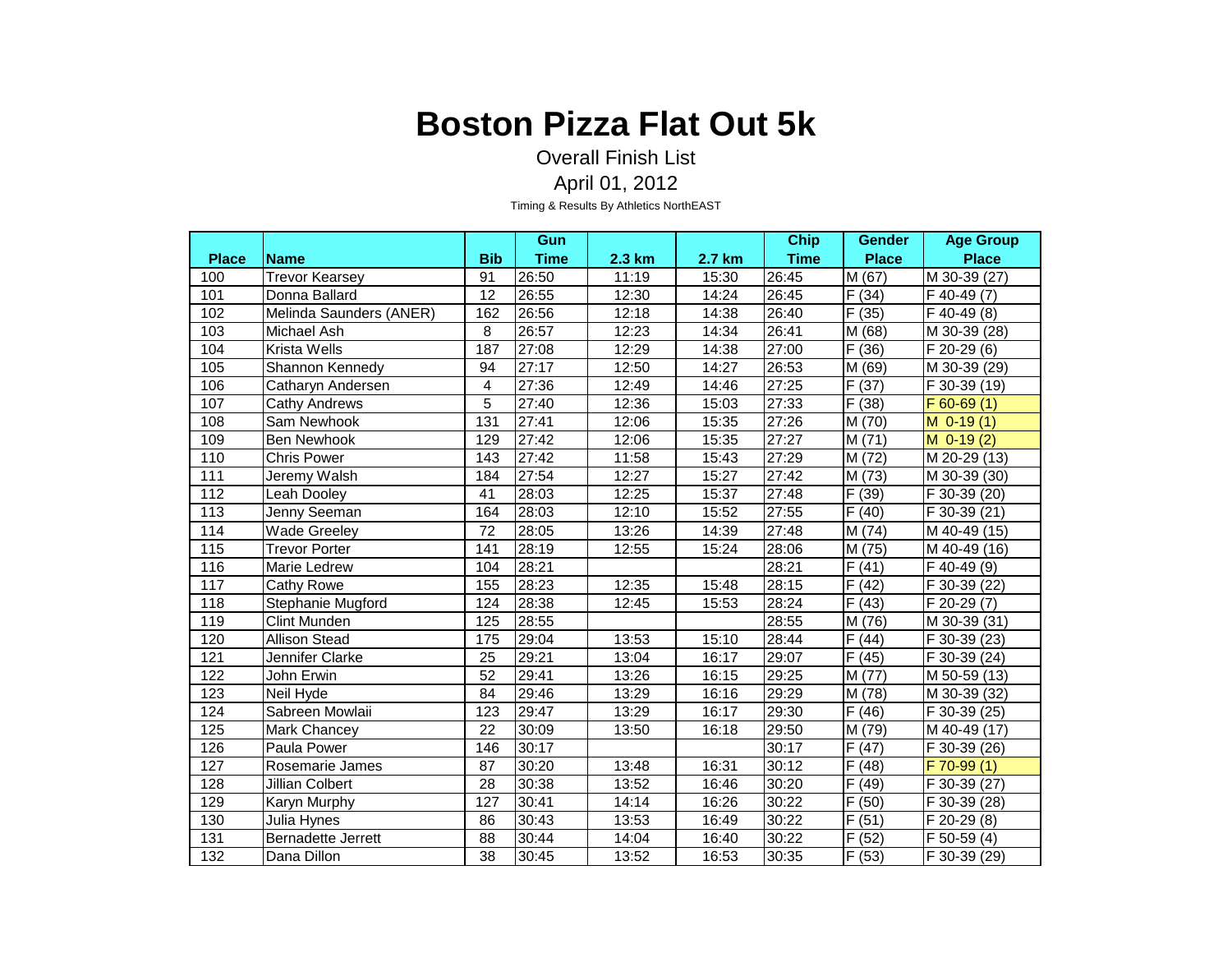# Boston Pizza Flat Out 5k

Overall Finish List

April 01, 2012

Timing & Results By Athletics NorthEAST

| Place | Name | Bib | Gun Time | 2.3 km | 2.7 km | Chip Time | Gender Place | Age Group Place |
|---|---|---|---|---|---|---|---|---|
| 100 | Trevor Kearsey | 91 | 26:50 | 11:19 | 15:30 | 26:45 | M (67) | M 30-39 (27) |
| 101 | Donna Ballard | 12 | 26:55 | 12:30 | 14:24 | 26:45 | F (34) | F 40-49 (7) |
| 102 | Melinda Saunders (ANER) | 162 | 26:56 | 12:18 | 14:38 | 26:40 | F (35) | F 40-49 (8) |
| 103 | Michael Ash | 8 | 26:57 | 12:23 | 14:34 | 26:41 | M (68) | M 30-39 (28) |
| 104 | Krista Wells | 187 | 27:08 | 12:29 | 14:38 | 27:00 | F (36) | F 20-29 (6) |
| 105 | Shannon Kennedy | 94 | 27:17 | 12:50 | 14:27 | 26:53 | M (69) | M 30-39 (29) |
| 106 | Catharyn Andersen | 4 | 27:36 | 12:49 | 14:46 | 27:25 | F (37) | F 30-39 (19) |
| 107 | Cathy Andrews | 5 | 27:40 | 12:36 | 15:03 | 27:33 | F (38) | F 60-69 (1) |
| 108 | Sam Newhook | 131 | 27:41 | 12:06 | 15:35 | 27:26 | M (70) | M 0-19 (1) |
| 109 | Ben Newhook | 129 | 27:42 | 12:06 | 15:35 | 27:27 | M (71) | M 0-19 (2) |
| 110 | Chris Power | 143 | 27:42 | 11:58 | 15:43 | 27:29 | M (72) | M 20-29 (13) |
| 111 | Jeremy Walsh | 184 | 27:54 | 12:27 | 15:27 | 27:42 | M (73) | M 30-39 (30) |
| 112 | Leah Dooley | 41 | 28:03 | 12:25 | 15:37 | 27:48 | F (39) | F 30-39 (20) |
| 113 | Jenny Seeman | 164 | 28:03 | 12:10 | 15:52 | 27:55 | F (40) | F 30-39 (21) |
| 114 | Wade Greeley | 72 | 28:05 | 13:26 | 14:39 | 27:48 | M (74) | M 40-49 (15) |
| 115 | Trevor Porter | 141 | 28:19 | 12:55 | 15:24 | 28:06 | M (75) | M 40-49 (16) |
| 116 | Marie Ledrew | 104 | 28:21 | | | 28:21 | F (41) | F 40-49 (9) |
| 117 | Cathy Rowe | 155 | 28:23 | 12:35 | 15:48 | 28:15 | F (42) | F 30-39 (22) |
| 118 | Stephanie Mugford | 124 | 28:38 | 12:45 | 15:53 | 28:24 | F (43) | F 20-29 (7) |
| 119 | Clint Munden | 125 | 28:55 | | | 28:55 | M (76) | M 30-39 (31) |
| 120 | Allison Stead | 175 | 29:04 | 13:53 | 15:10 | 28:44 | F (44) | F 30-39 (23) |
| 121 | Jennifer Clarke | 25 | 29:21 | 13:04 | 16:17 | 29:07 | F (45) | F 30-39 (24) |
| 122 | John Erwin | 52 | 29:41 | 13:26 | 16:15 | 29:25 | M (77) | M 50-59 (13) |
| 123 | Neil Hyde | 84 | 29:46 | 13:29 | 16:16 | 29:29 | M (78) | M 30-39 (32) |
| 124 | Sabreen Mowlaii | 123 | 29:47 | 13:29 | 16:17 | 29:30 | F (46) | F 30-39 (25) |
| 125 | Mark Chancey | 22 | 30:09 | 13:50 | 16:18 | 29:50 | M (79) | M 40-49 (17) |
| 126 | Paula Power | 146 | 30:17 | | | 30:17 | F (47) | F 30-39 (26) |
| 127 | Rosemarie James | 87 | 30:20 | 13:48 | 16:31 | 30:12 | F (48) | F 70-99 (1) |
| 128 | Jillian Colbert | 28 | 30:38 | 13:52 | 16:46 | 30:20 | F (49) | F 30-39 (27) |
| 129 | Karyn Murphy | 127 | 30:41 | 14:14 | 16:26 | 30:22 | F (50) | F 30-39 (28) |
| 130 | Julia Hynes | 86 | 30:43 | 13:53 | 16:49 | 30:22 | F (51) | F 20-29 (8) |
| 131 | Bernadette Jerrett | 88 | 30:44 | 14:04 | 16:40 | 30:22 | F (52) | F 50-59 (4) |
| 132 | Dana Dillon | 38 | 30:45 | 13:52 | 16:53 | 30:35 | F (53) | F 30-39 (29) |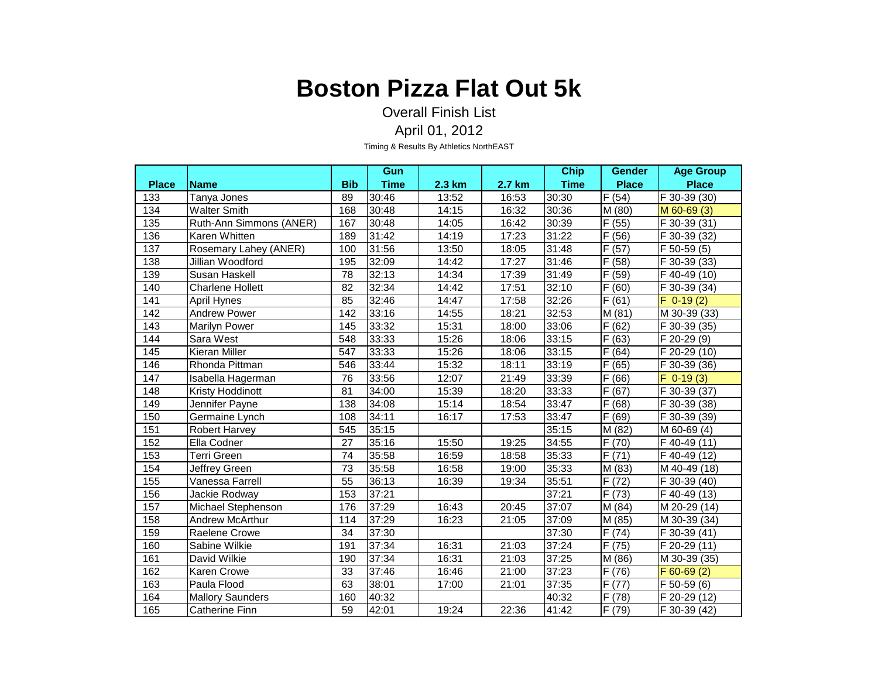# Boston Pizza Flat Out 5k

Overall Finish List

April 01, 2012

Timing & Results By Athletics NorthEAST

| Place | Name | Bib | Gun Time | 2.3 km | 2.7 km | Chip Time | Gender Place | Age Group Place |
|---|---|---|---|---|---|---|---|---|
| 133 | Tanya Jones | 89 | 30:46 | 13:52 | 16:53 | 30:30 | F (54) | F 30-39 (30) |
| 134 | Walter Smith | 168 | 30:48 | 14:15 | 16:32 | 30:36 | M (80) | M 60-69 (3) |
| 135 | Ruth-Ann Simmons (ANER) | 167 | 30:48 | 14:05 | 16:42 | 30:39 | F (55) | F 30-39 (31) |
| 136 | Karen Whitten | 189 | 31:42 | 14:19 | 17:23 | 31:22 | F (56) | F 30-39 (32) |
| 137 | Rosemary Lahey (ANER) | 100 | 31:56 | 13:50 | 18:05 | 31:48 | F (57) | F 50-59 (5) |
| 138 | Jillian Woodford | 195 | 32:09 | 14:42 | 17:27 | 31:46 | F (58) | F 30-39 (33) |
| 139 | Susan Haskell | 78 | 32:13 | 14:34 | 17:39 | 31:49 | F (59) | F 40-49 (10) |
| 140 | Charlene Hollett | 82 | 32:34 | 14:42 | 17:51 | 32:10 | F (60) | F 30-39 (34) |
| 141 | April Hynes | 85 | 32:46 | 14:47 | 17:58 | 32:26 | F (61) | F 0-19 (2) |
| 142 | Andrew Power | 142 | 33:16 | 14:55 | 18:21 | 32:53 | M (81) | M 30-39 (33) |
| 143 | Marilyn Power | 145 | 33:32 | 15:31 | 18:00 | 33:06 | F (62) | F 30-39 (35) |
| 144 | Sara West | 548 | 33:33 | 15:26 | 18:06 | 33:15 | F (63) | F 20-29 (9) |
| 145 | Kieran Miller | 547 | 33:33 | 15:26 | 18:06 | 33:15 | F (64) | F 20-29 (10) |
| 146 | Rhonda Pittman | 546 | 33:44 | 15:32 | 18:11 | 33:19 | F (65) | F 30-39 (36) |
| 147 | Isabella Hagerman | 76 | 33:56 | 12:07 | 21:49 | 33:39 | F (66) | F 0-19 (3) |
| 148 | Kristy Hoddinott | 81 | 34:00 | 15:39 | 18:20 | 33:33 | F (67) | F 30-39 (37) |
| 149 | Jennifer Payne | 138 | 34:08 | 15:14 | 18:54 | 33:47 | F (68) | F 30-39 (38) |
| 150 | Germaine Lynch | 108 | 34:11 | 16:17 | 17:53 | 33:47 | F (69) | F 30-39 (39) |
| 151 | Robert Harvey | 545 | 35:15 | | | 35:15 | M (82) | M 60-69 (4) |
| 152 | Ella Codner | 27 | 35:16 | 15:50 | 19:25 | 34:55 | F (70) | F 40-49 (11) |
| 153 | Terri Green | 74 | 35:58 | 16:59 | 18:58 | 35:33 | F (71) | F 40-49 (12) |
| 154 | Jeffrey Green | 73 | 35:58 | 16:58 | 19:00 | 35:33 | M (83) | M 40-49 (18) |
| 155 | Vanessa Farrell | 55 | 36:13 | 16:39 | 19:34 | 35:51 | F (72) | F 30-39 (40) |
| 156 | Jackie Rodway | 153 | 37:21 | | | 37:21 | F (73) | F 40-49 (13) |
| 157 | Michael Stephenson | 176 | 37:29 | 16:43 | 20:45 | 37:07 | M (84) | M 20-29 (14) |
| 158 | Andrew McArthur | 114 | 37:29 | 16:23 | 21:05 | 37:09 | M (85) | M 30-39 (34) |
| 159 | Raelene Crowe | 34 | 37:30 | | | 37:30 | F (74) | F 30-39 (41) |
| 160 | Sabine Wilkie | 191 | 37:34 | 16:31 | 21:03 | 37:24 | F (75) | F 20-29 (11) |
| 161 | David Wilkie | 190 | 37:34 | 16:31 | 21:03 | 37:25 | M (86) | M 30-39 (35) |
| 162 | Karen Crowe | 33 | 37:46 | 16:46 | 21:00 | 37:23 | F (76) | F 60-69 (2) |
| 163 | Paula Flood | 63 | 38:01 | 17:00 | 21:01 | 37:35 | F (77) | F 50-59 (6) |
| 164 | Mallory Saunders | 160 | 40:32 | | | 40:32 | F (78) | F 20-29 (12) |
| 165 | Catherine Finn | 59 | 42:01 | 19:24 | 22:36 | 41:42 | F (79) | F 30-39 (42) |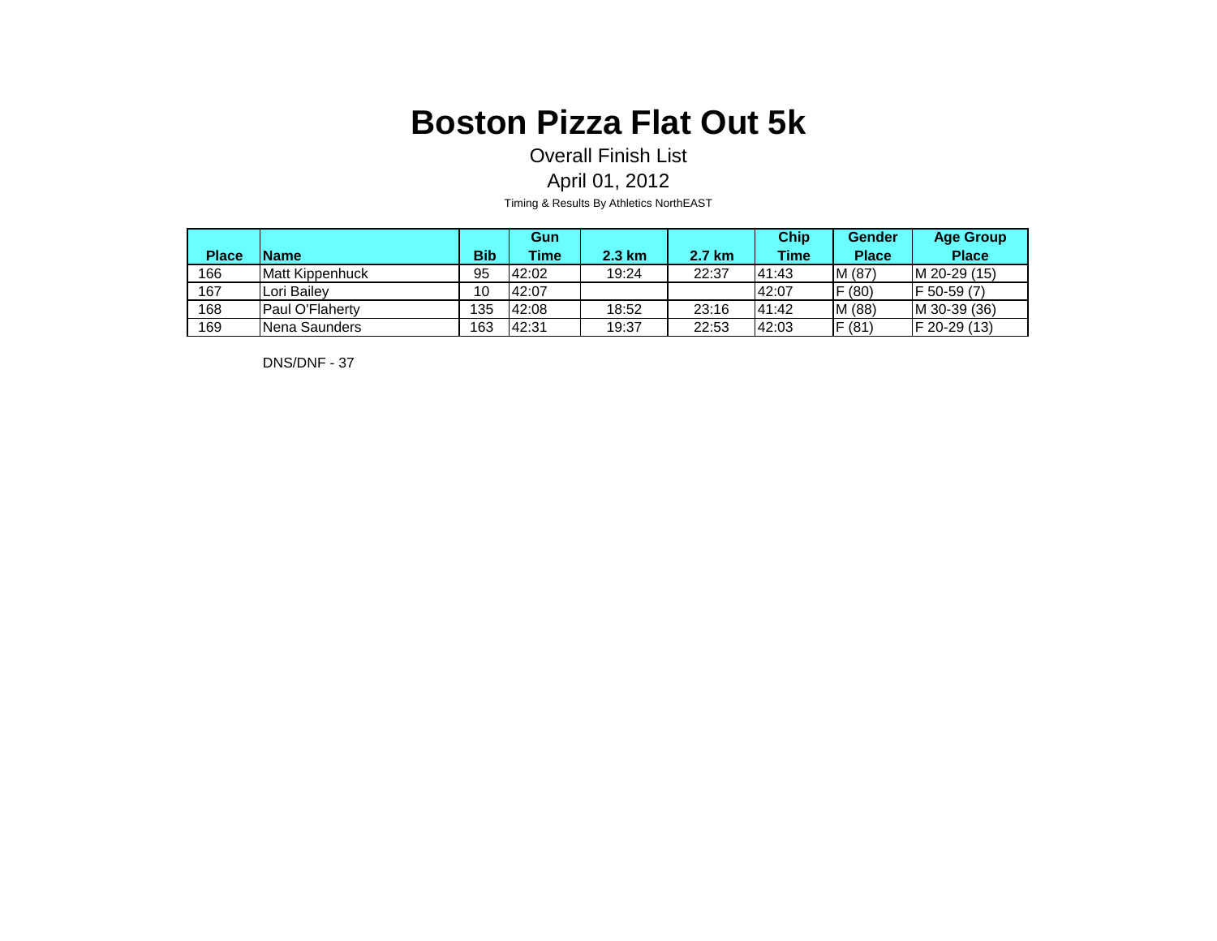# Boston Pizza Flat Out 5k

Overall Finish List

April 01, 2012

Timing & Results By Athletics NorthEAST

| Place | Name | Bib | Gun Time | 2.3 km | 2.7 km | Chip Time | Gender Place | Age Group Place |
|---|---|---|---|---|---|---|---|---|
| 166 | Matt Kippenhuck | 95 | 42:02 | 19:24 | 22:37 | 41:43 | M (87) | M 20-29 (15) |
| 167 | Lori Bailey | 10 | 42:07 | | | 42:07 | F (80) | F 50-59 (7) |
| 168 | Paul O'Flaherty | 135 | 42:08 | 18:52 | 23:16 | 41:42 | M (88) | M 30-39 (36) |
| 169 | Nena Saunders | 163 | 42:31 | 19:37 | 22:53 | 42:03 | F (81) | F 20-29 (13) |

DNS/DNF - 37